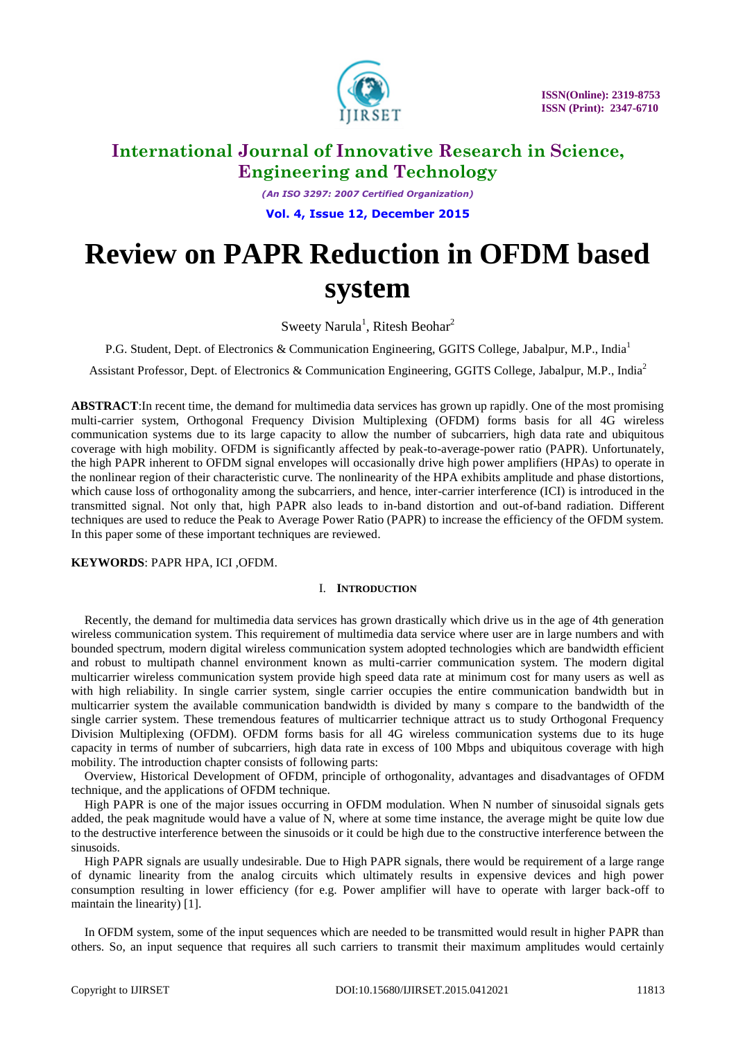# International Journal of Innovative Research in Science, Engineering and Technology

*(An ISO 3297: 2007 Certified Organization)*

**Vol. 4, Issue 12, December 2015**

# Review on PAPR Reduction in OFDM based system

Sweety Narula[1], Ritesh Beohar[2]

P.G. Student, Dept. of Electronics & Communication Engineering, GGITS College, Jabalpur, M.P., India[1]

Assistant Professor, Dept. of Electronics & Communication Engineering, GGITS College, Jabalpur, M.P., India[2]

**ABSTRACT**:In recent time, the demand for multimedia data services has grown up rapidly. One of the most promising multi-carrier system, Orthogonal Frequency Division Multiplexing (OFDM) forms basis for all 4G wireless communication systems due to its large capacity to allow the number of subcarriers, high data rate and ubiquitous coverage with high mobility. OFDM is significantly affected by peak-to-average-power ratio (PAPR). Unfortunately, the high PAPR inherent to OFDM signal envelopes will occasionally drive high power amplifiers (HPAs) to operate in the nonlinear region of their characteristic curve. The nonlinearity of the HPA exhibits amplitude and phase distortions, which cause loss of orthogonality among the subcarriers, and hence, inter-carrier interference (ICI) is introduced in the transmitted signal. Not only that, high PAPR also leads to in-band distortion and out-of-band radiation. Different techniques are used to reduce the Peak to Average Power Ratio (PAPR) to increase the efficiency of the OFDM system. In this paper some of these important techniques are reviewed.

**KEYWORDS**: PAPR HPA, ICI ,OFDM.

## I. INTRODUCTION

Recently, the demand for multimedia data services has grown drastically which drive us in the age of 4th generation wireless communication system. This requirement of multimedia data service where user are in large numbers and with bounded spectrum, modern digital wireless communication system adopted technologies which are bandwidth efficient and robust to multipath channel environment known as multi-carrier communication system. The modern digital multicarrier wireless communication system provide high speed data rate at minimum cost for many users as well as with high reliability. In single carrier system, single carrier occupies the entire communication bandwidth but in multicarrier system the available communication bandwidth is divided by many s compare to the bandwidth of the single carrier system. These tremendous features of multicarrier technique attract us to study Orthogonal Frequency Division Multiplexing (OFDM). OFDM forms basis for all 4G wireless communication systems due to its huge capacity in terms of number of subcarriers, high data rate in excess of 100 Mbps and ubiquitous coverage with high mobility. The introduction chapter consists of following parts:

Overview, Historical Development of OFDM, principle of orthogonality, advantages and disadvantages of OFDM technique, and the applications of OFDM technique.

High PAPR is one of the major issues occurring in OFDM modulation. When N number of sinusoidal signals gets added, the peak magnitude would have a value of N, where at some time instance, the average might be quite low due to the destructive interference between the sinusoids or it could be high due to the constructive interference between the sinusoids.

High PAPR signals are usually undesirable. Due to High PAPR signals, there would be requirement of a large range of dynamic linearity from the analog circuits which ultimately results in expensive devices and high power consumption resulting in lower efficiency (for e.g. Power amplifier will have to operate with larger back-off to maintain the linearity) [1].

In OFDM system, some of the input sequences which are needed to be transmitted would result in higher PAPR than others. So, an input sequence that requires all such carriers to transmit their maximum amplitudes would certainly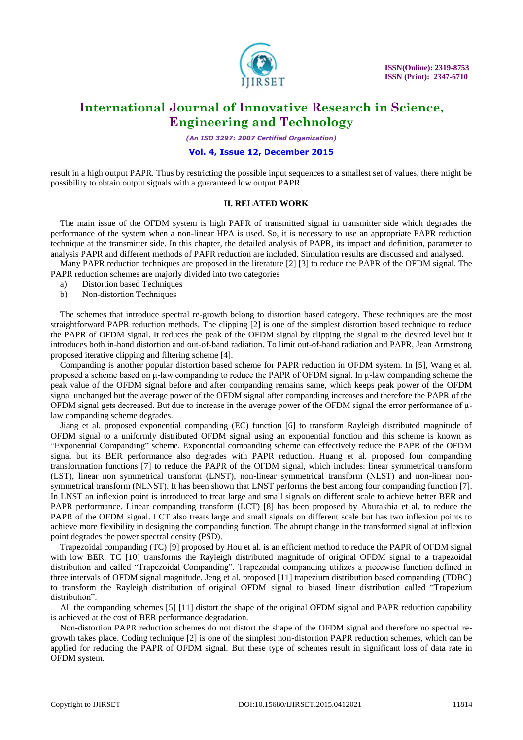result in a high output PAPR. Thus by restricting the possible input sequences to a smallest set of values, there might be possibility to obtain output signals with a guaranteed low output PAPR.

## II. RELATED WORK

The main issue of the OFDM system is high PAPR of transmitted signal in transmitter side which degrades the performance of the system when a non-linear HPA is used. So, it is necessary to use an appropriate PAPR reduction technique at the transmitter side. In this chapter, the detailed analysis of PAPR, its impact and definition, parameter to analysis PAPR and different methods of PAPR reduction are included. Simulation results are discussed and analysed.

Many PAPR reduction techniques are proposed in the literature [2] [3] to reduce the PAPR of the OFDM signal. The PAPR reduction schemes are majorly divided into two categories

a) Distortion based Techniques
b) Non-distortion Techniques

The schemes that introduce spectral re-growth belong to distortion based category. These techniques are the most straightforward PAPR reduction methods. The clipping [2] is one of the simplest distortion based technique to reduce the PAPR of OFDM signal. It reduces the peak of the OFDM signal by clipping the signal to the desired level but it introduces both in-band distortion and out-of-band radiation. To limit out-of-band radiation and PAPR, Jean Armstrong proposed iterative clipping and filtering scheme [4].

Companding is another popular distortion based scheme for PAPR reduction in OFDM system. In [5], Wang et al. proposed a scheme based on μ-law companding to reduce the PAPR of OFDM signal. In μ-law companding scheme the peak value of the OFDM signal before and after companding remains same, which keeps peak power of the OFDM signal unchanged but the average power of the OFDM signal after companding increases and therefore the PAPR of the OFDM signal gets decreased. But due to increase in the average power of the OFDM signal the error performance of μ-law companding scheme degrades.

Jiang et al. proposed exponential companding (EC) function [6] to transform Rayleigh distributed magnitude of OFDM signal to a uniformly distributed OFDM signal using an exponential function and this scheme is known as "Exponential Companding" scheme. Exponential companding scheme can effectively reduce the PAPR of the OFDM signal but its BER performance also degrades with PAPR reduction. Huang et al. proposed four companding transformation functions [7] to reduce the PAPR of the OFDM signal, which includes: linear symmetrical transform (LST), linear non symmetrical transform (LNST), non-linear symmetrical transform (NLST) and non-linear non-symmetrical transform (NLNST). It has been shown that LNST performs the best among four companding function [7]. In LNST an inflexion point is introduced to treat large and small signals on different scale to achieve better BER and PAPR performance. Linear companding transform (LCT) [8] has been proposed by Aburakhia et al. to reduce the PAPR of the OFDM signal. LCT also treats large and small signals on different scale but has two inflexion points to achieve more flexibility in designing the companding function. The abrupt change in the transformed signal at inflexion point degrades the power spectral density (PSD).

Trapezoidal companding (TC) [9] proposed by Hou et al. is an efficient method to reduce the PAPR of OFDM signal with low BER. TC [10] transforms the Rayleigh distributed magnitude of original OFDM signal to a trapezoidal distribution and called "Trapezoidal Companding". Trapezoidal companding utilizes a piecewise function defined in three intervals of OFDM signal magnitude. Jeng et al. proposed [11] trapezium distribution based companding (TDBC) to transform the Rayleigh distribution of original OFDM signal to biased linear distribution called "Trapezium distribution".

All the companding schemes [5] [11] distort the shape of the original OFDM signal and PAPR reduction capability is achieved at the cost of BER performance degradation.

Non-distortion PAPR reduction schemes do not distort the shape of the OFDM signal and therefore no spectral re-growth takes place. Coding technique [2] is one of the simplest non-distortion PAPR reduction schemes, which can be applied for reducing the PAPR of OFDM signal. But these type of schemes result in significant loss of data rate in OFDM system.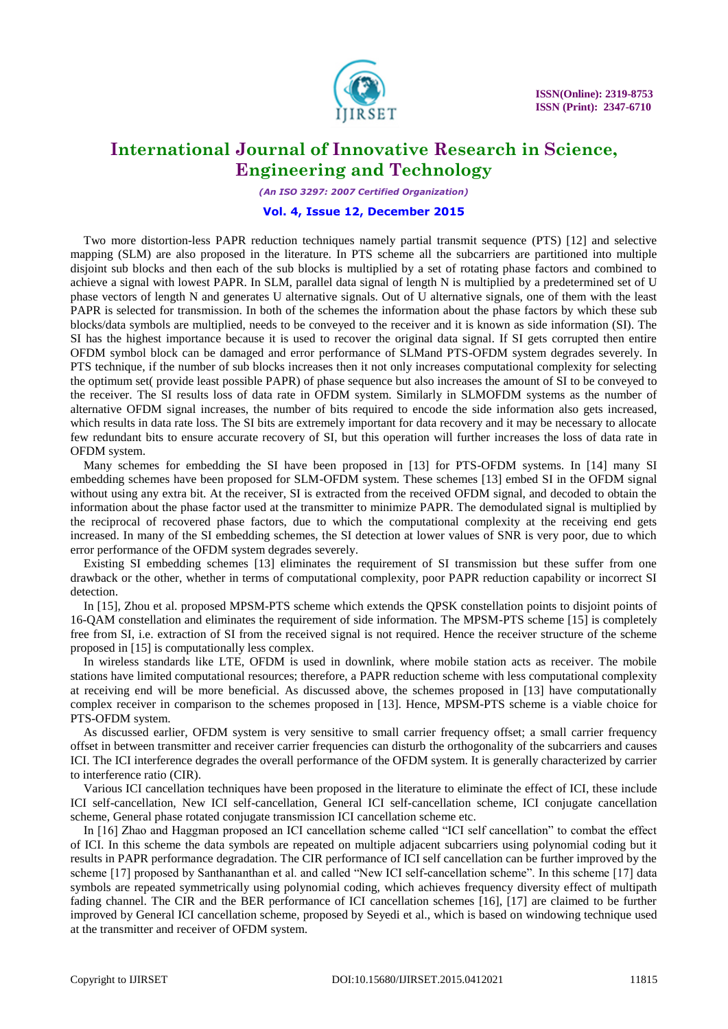Two more distortion-less PAPR reduction techniques namely partial transmit sequence (PTS) [12] and selective mapping (SLM) are also proposed in the literature. In PTS scheme all the subcarriers are partitioned into multiple disjoint sub blocks and then each of the sub blocks is multiplied by a set of rotating phase factors and combined to achieve a signal with lowest PAPR. In SLM, parallel data signal of length N is multiplied by a predetermined set of U phase vectors of length N and generates U alternative signals. Out of U alternative signals, one of them with the least PAPR is selected for transmission. In both of the schemes the information about the phase factors by which these sub blocks/data symbols are multiplied, needs to be conveyed to the receiver and it is known as side information (SI). The SI has the highest importance because it is used to recover the original data signal. If SI gets corrupted then entire OFDM symbol block can be damaged and error performance of SLMand PTS-OFDM system degrades severely. In PTS technique, if the number of sub blocks increases then it not only increases computational complexity for selecting the optimum set( provide least possible PAPR) of phase sequence but also increases the amount of SI to be conveyed to the receiver. The SI results loss of data rate in OFDM system. Similarly in SLMOFDM systems as the number of alternative OFDM signal increases, the number of bits required to encode the side information also gets increased, which results in data rate loss. The SI bits are extremely important for data recovery and it may be necessary to allocate few redundant bits to ensure accurate recovery of SI, but this operation will further increases the loss of data rate in OFDM system.

Many schemes for embedding the SI have been proposed in [13] for PTS-OFDM systems. In [14] many SI embedding schemes have been proposed for SLM-OFDM system. These schemes [13] embed SI in the OFDM signal without using any extra bit. At the receiver, SI is extracted from the received OFDM signal, and decoded to obtain the information about the phase factor used at the transmitter to minimize PAPR. The demodulated signal is multiplied by the reciprocal of recovered phase factors, due to which the computational complexity at the receiving end gets increased. In many of the SI embedding schemes, the SI detection at lower values of SNR is very poor, due to which error performance of the OFDM system degrades severely.

Existing SI embedding schemes [13] eliminates the requirement of SI transmission but these suffer from one drawback or the other, whether in terms of computational complexity, poor PAPR reduction capability or incorrect SI detection.

In [15], Zhou et al. proposed MPSM-PTS scheme which extends the QPSK constellation points to disjoint points of 16-QAM constellation and eliminates the requirement of side information. The MPSM-PTS scheme [15] is completely free from SI, i.e. extraction of SI from the received signal is not required. Hence the receiver structure of the scheme proposed in [15] is computationally less complex.

In wireless standards like LTE, OFDM is used in downlink, where mobile station acts as receiver. The mobile stations have limited computational resources; therefore, a PAPR reduction scheme with less computational complexity at receiving end will be more beneficial. As discussed above, the schemes proposed in [13] have computationally complex receiver in comparison to the schemes proposed in [13]. Hence, MPSM-PTS scheme is a viable choice for PTS-OFDM system.

As discussed earlier, OFDM system is very sensitive to small carrier frequency offset; a small carrier frequency offset in between transmitter and receiver carrier frequencies can disturb the orthogonality of the subcarriers and causes ICI. The ICI interference degrades the overall performance of the OFDM system. It is generally characterized by carrier to interference ratio (CIR).

Various ICI cancellation techniques have been proposed in the literature to eliminate the effect of ICI, these include ICI self-cancellation, New ICI self-cancellation, General ICI self-cancellation scheme, ICI conjugate cancellation scheme, General phase rotated conjugate transmission ICI cancellation scheme etc.

In [16] Zhao and Haggman proposed an ICI cancellation scheme called "ICI self cancellation" to combat the effect of ICI. In this scheme the data symbols are repeated on multiple adjacent subcarriers using polynomial coding but it results in PAPR performance degradation. The CIR performance of ICI self cancellation can be further improved by the scheme [17] proposed by Santhananthan et al. and called "New ICI self-cancellation scheme". In this scheme [17] data symbols are repeated symmetrically using polynomial coding, which achieves frequency diversity effect of multipath fading channel. The CIR and the BER performance of ICI cancellation schemes [16], [17] are claimed to be further improved by General ICI cancellation scheme, proposed by Seyedi et al., which is based on windowing technique used at the transmitter and receiver of OFDM system.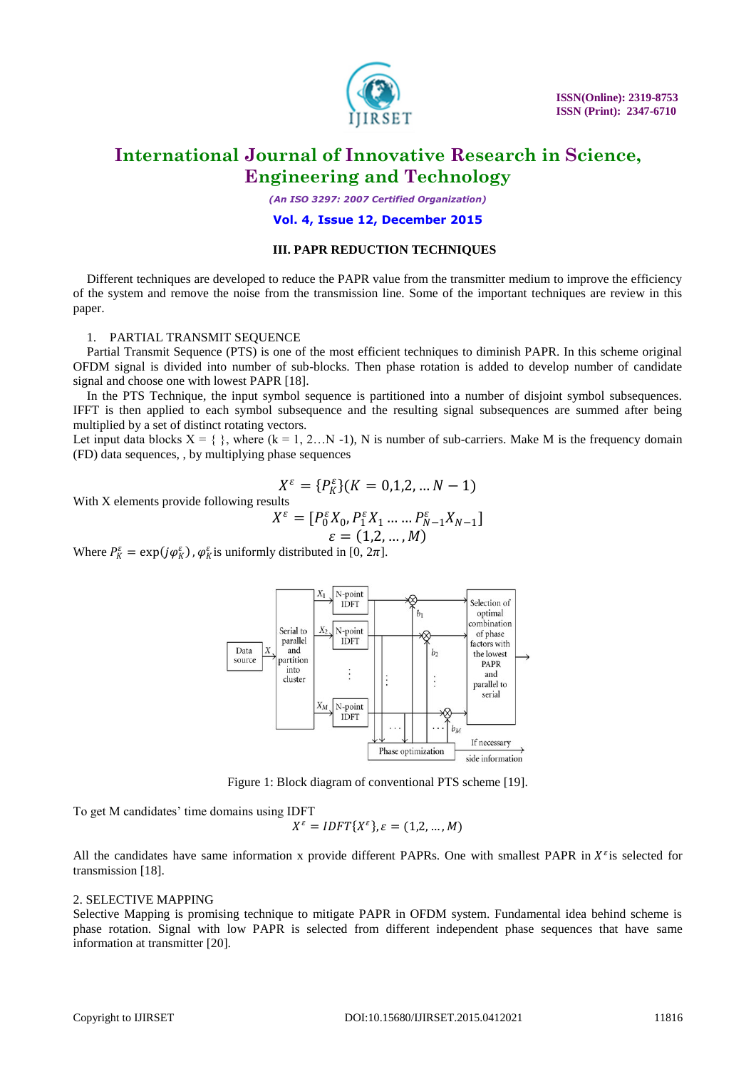### III. PAPR REDUCTION TECHNIQUES

Different techniques are developed to reduce the PAPR value from the transmitter medium to improve the efficiency of the system and remove the noise from the transmission line. Some of the important techniques are review in this paper.

1. PARTIAL TRANSMIT SEQUENCE

Partial Transmit Sequence (PTS) is one of the most efficient techniques to diminish PAPR. In this scheme original OFDM signal is divided into number of sub-blocks. Then phase rotation is added to develop number of candidate signal and choose one with lowest PAPR [18].

In the PTS Technique, the input symbol sequence is partitioned into a number of disjoint symbol subsequences. IFFT is then applied to each symbol subsequence and the resulting signal subsequences are summed after being multiplied by a set of distinct rotating vectors.

Let input data blocks X = { }, where (k = 1, 2…N -1), N is number of sub-carriers. Make M is the frequency domain (FD) data sequences, , by multiplying phase sequences

$$X^{\varepsilon} = \{P_K^{\varepsilon}\}(K = 0,1,2, \ldots N-1)$$

With X elements provide following results

$$X^{\varepsilon} = [P_0^{\varepsilon}X_0, P_1^{\varepsilon}X_1 \ldots \ldots P_{N-1}^{\varepsilon}X_{N-1}]$$

$$\varepsilon = (1,2, \ldots, M)$$

Where $P_K^{\varepsilon} = \exp(j\varphi_K^{\varepsilon})$, $\varphi_K^{\varepsilon}$ is uniformly distributed in [0, $2\pi$].

Figure 1: Block diagram of conventional PTS scheme [19].

To get M candidates' time domains using IDFT

$$X^{\varepsilon} = IDFT\{X^{\varepsilon}\}, \varepsilon = (1,2, \ldots, M)$$

All the candidates have same information x provide different PAPRs. One with smallest PAPR in $X^{\varepsilon}$ is selected for transmission [18].

2. SELECTIVE MAPPING

Selective Mapping is promising technique to mitigate PAPR in OFDM system. Fundamental idea behind scheme is phase rotation. Signal with low PAPR is selected from different independent phase sequences that have same information at transmitter [20].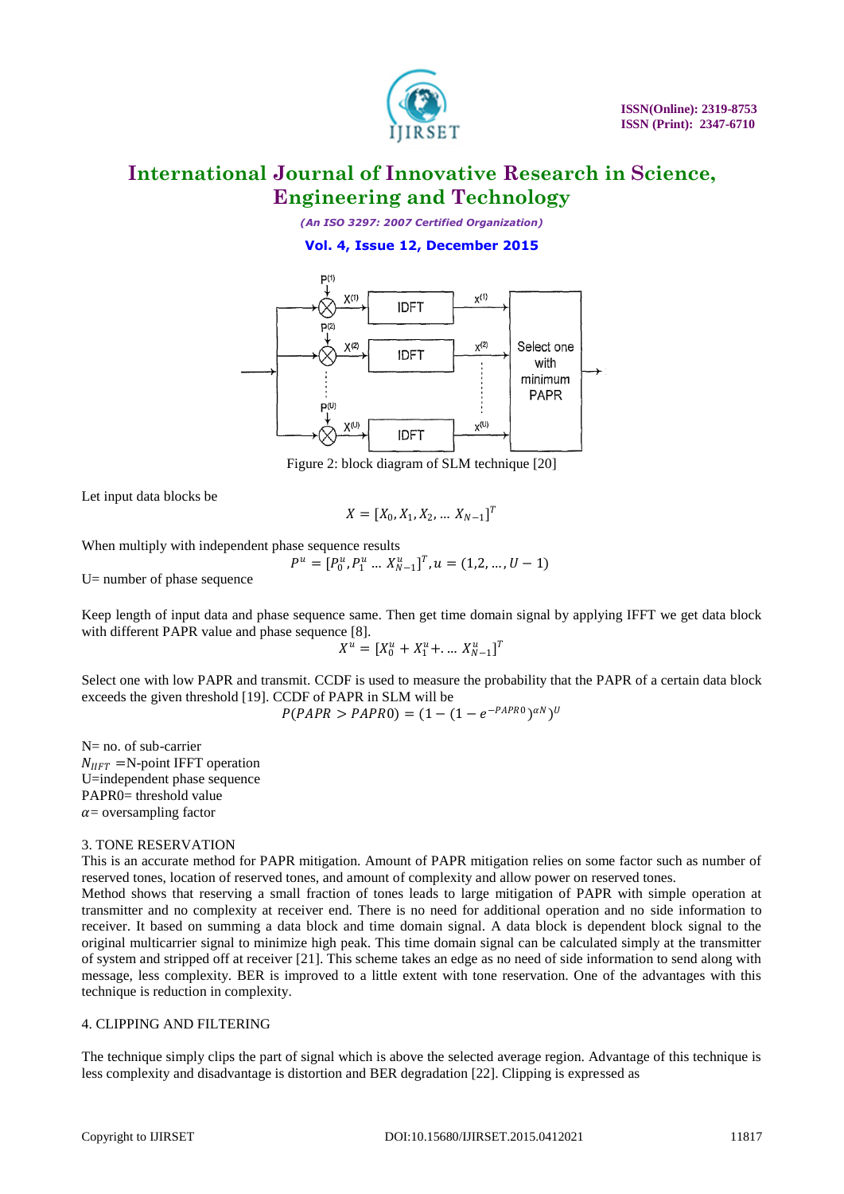Figure 2: block diagram of SLM technique [20]

Let input data blocks be

$$X = [X_0, X_1, X_2, \dots X_{N-1}]^T$$

When multiply with independent phase sequence results

$$P^u = [P_0^u, P_1^u \dots X_{N-1}^u]^T, u = (1,2,\dots,U-1)$$

U= number of phase sequence

Keep length of input data and phase sequence same. Then get time domain signal by applying IFFT we get data block with different PAPR value and phase sequence [8].

$$X^u = [X_0^u + X_1^u + \dots X_{N-1}^u]^T$$

Select one with low PAPR and transmit. CCDF is used to measure the probability that the PAPR of a certain data block exceeds the given threshold [19]. CCDF of PAPR in SLM will be

$$P(PAPR > PAPR0) = (1 - (1 - e^{-PAPR0})^{\alpha N})^U$$

N= no. of sub-carrier
$N_{IIFT}$ =N-point IFFT operation
U=independent phase sequence
PAPR0= threshold value
$\alpha$= oversampling factor

### 3. TONE RESERVATION

This is an accurate method for PAPR mitigation. Amount of PAPR mitigation relies on some factor such as number of reserved tones, location of reserved tones, and amount of complexity and allow power on reserved tones.
Method shows that reserving a small fraction of tones leads to large mitigation of PAPR with simple operation at transmitter and no complexity at receiver end. There is no need for additional operation and no side information to receiver. It based on summing a data block and time domain signal. A data block is dependent block signal to the original multicarrier signal to minimize high peak. This time domain signal can be calculated simply at the transmitter of system and stripped off at receiver [21]. This scheme takes an edge as no need of side information to send along with message, less complexity. BER is improved to a little extent with tone reservation. One of the advantages with this technique is reduction in complexity.

### 4. CLIPPING AND FILTERING

The technique simply clips the part of signal which is above the selected average region. Advantage of this technique is less complexity and disadvantage is distortion and BER degradation [22]. Clipping is expressed as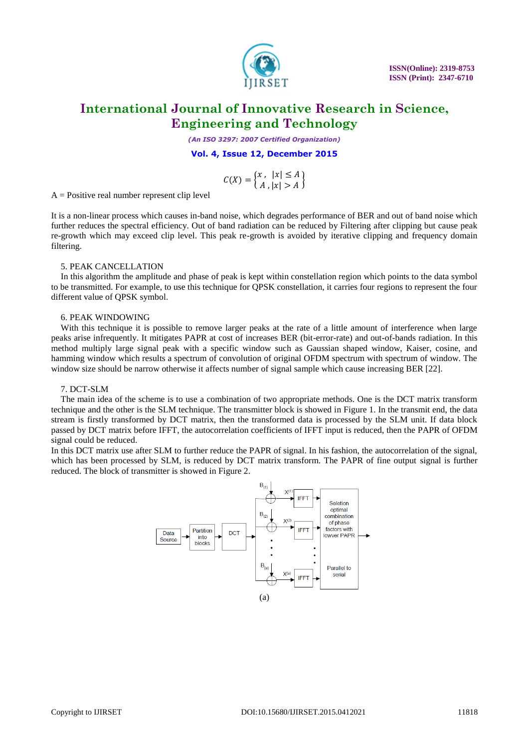$$C(X) = \begin{Bmatrix} x\,, & |x| \le A \\ A\,, & |x| > A \end{Bmatrix}$$

A = Positive real number represent clip level

It is a non-linear process which causes in-band noise, which degrades performance of BER and out of band noise which further reduces the spectral efficiency. Out of band radiation can be reduced by Filtering after clipping but cause peak re-growth which may exceed clip level. This peak re-growth is avoided by iterative clipping and frequency domain filtering.

5. PEAK CANCELLATION

In this algorithm the amplitude and phase of peak is kept within constellation region which points to the data symbol to be transmitted. For example, to use this technique for QPSK constellation, it carries four regions to represent the four different value of QPSK symbol.

6. PEAK WINDOWING

With this technique it is possible to remove larger peaks at the rate of a little amount of interference when large peaks arise infrequently. It mitigates PAPR at cost of increases BER (bit-error-rate) and out-of-bands radiation. In this method multiply large signal peak with a specific window such as Gaussian shaped window, Kaiser, cosine, and hamming window which results a spectrum of convolution of original OFDM spectrum with spectrum of window. The window size should be narrow otherwise it affects number of signal sample which cause increasing BER [22].

7. DCT-SLM

The main idea of the scheme is to use a combination of two appropriate methods. One is the DCT matrix transform technique and the other is the SLM technique. The transmitter block is showed in Figure 1. In the transmit end, the data stream is firstly transformed by DCT matrix, then the transformed data is processed by the SLM unit. If data block passed by DCT matrix before IFFT, the autocorrelation coefficients of IFFT input is reduced, then the PAPR of OFDM signal could be reduced.

In this DCT matrix use after SLM to further reduce the PAPR of signal. In his fashion, the autocorrelation of the signal, which has been processed by SLM, is reduced by DCT matrix transform. The PAPR of fine output signal is further reduced. The block of transmitter is showed in Figure 2.

Data Source → Partition into blocks → DCT → $B_{(1)}$, $B_{(2)}$, …, $B_{(u)}$ → $X^{(1)}$, $X^{(2)}$, …, $X^{(u)}$ → IFFT → Selction optimal combination of phase factors with lowver PAPR / Parallel to serial →

(a)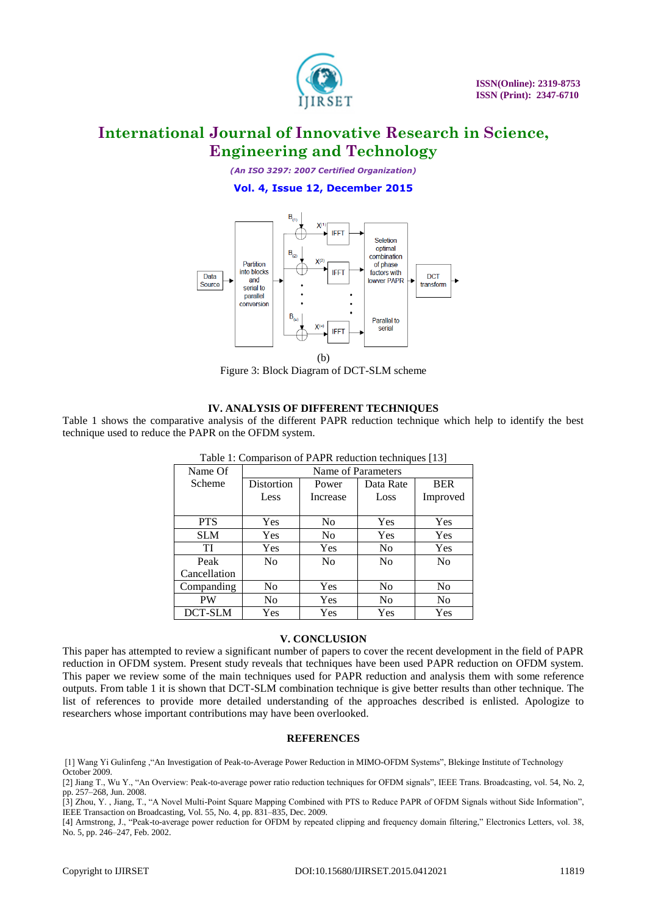(b)

Figure 3: Block Diagram of DCT-SLM scheme

## IV. ANALYSIS OF DIFFERENT TECHNIQUES

Table 1 shows the comparative analysis of the different PAPR reduction technique which help to identify the best technique used to reduce the PAPR on the OFDM system.

Table 1: Comparison of PAPR reduction techniques [13]

| Name Of Scheme | Name of Parameters | | | |
|---|---|---|---|---|
| | Distortion Less | Power Increase | Data Rate Loss | BER Improved |
| PTS | Yes | No | Yes | Yes |
| SLM | Yes | No | Yes | Yes |
| TI | Yes | Yes | No | Yes |
| Peak Cancellation | No | No | No | No |
| Companding | No | Yes | No | No |
| PW | No | Yes | No | No |
| DCT-SLM | Yes | Yes | Yes | Yes |

## V. CONCLUSION

This paper has attempted to review a significant number of papers to cover the recent development in the field of PAPR reduction in OFDM system. Present study reveals that techniques have been used PAPR reduction on OFDM system. This paper we review some of the main techniques used for PAPR reduction and analysis them with some reference outputs. From table 1 it is shown that DCT-SLM combination technique is give better results than other technique. The list of references to provide more detailed understanding of the approaches described is enlisted. Apologize to researchers whose important contributions may have been overlooked.

## REFERENCES

[1] Wang Yi Gulinfeng ,"An Investigation of Peak-to-Average Power Reduction in MIMO-OFDM Systems", Blekinge Institute of Technology October 2009.

[2] Jiang T., Wu Y., "An Overview: Peak-to-average power ratio reduction techniques for OFDM signals", IEEE Trans. Broadcasting, vol. 54, No. 2, pp. 257–268, Jun. 2008.

[3] Zhou, Y. , Jiang, T., "A Novel Multi-Point Square Mapping Combined with PTS to Reduce PAPR of OFDM Signals without Side Information", IEEE Transaction on Broadcasting, Vol. 55, No. 4, pp. 831–835, Dec. 2009.

[4] Armstrong, J., "Peak-to-average power reduction for OFDM by repeated clipping and frequency domain filtering," Electronics Letters, vol. 38, No. 5, pp. 246–247, Feb. 2002.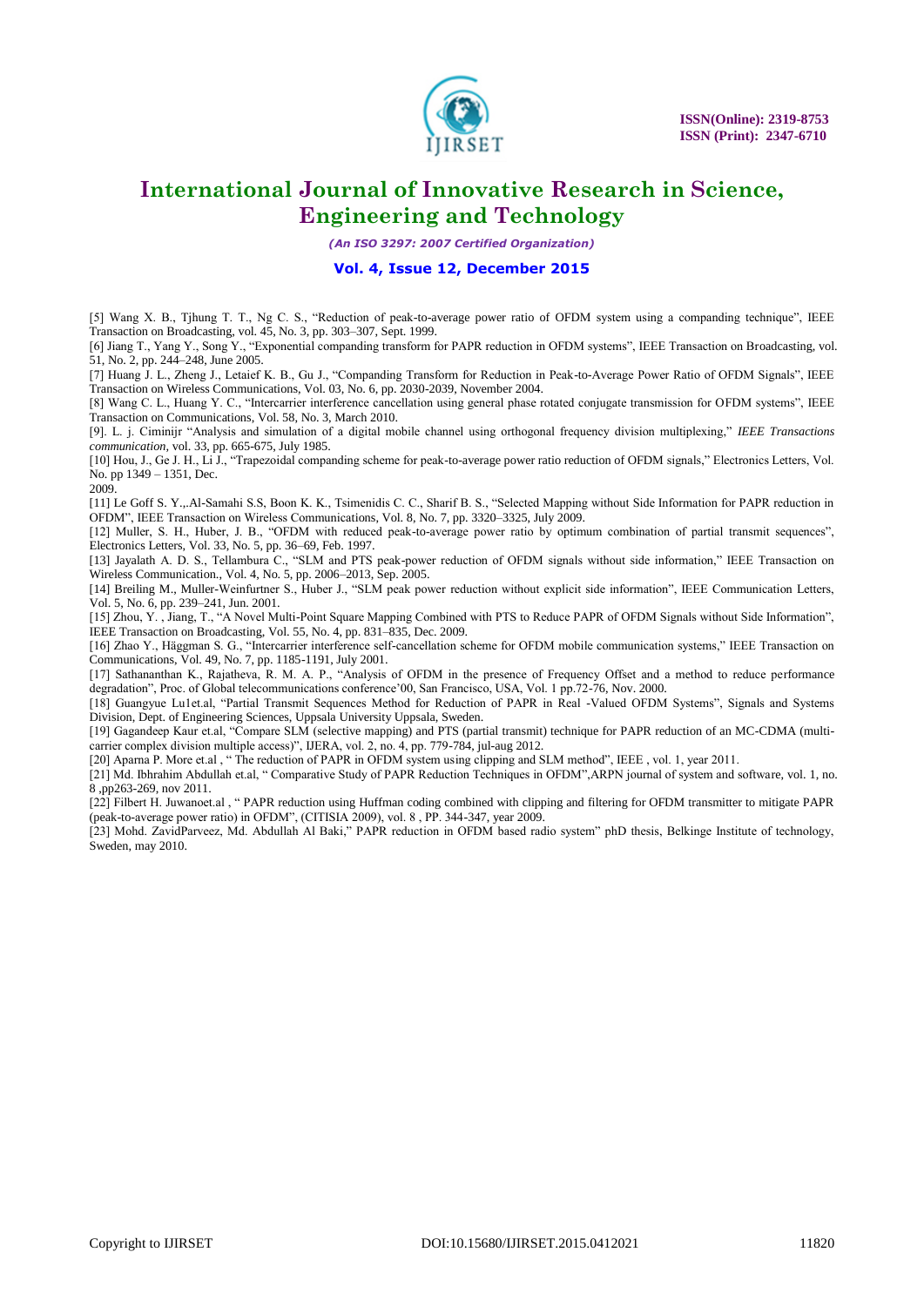[5] Wang X. B., Tjhung T. T., Ng C. S., "Reduction of peak-to-average power ratio of OFDM system using a companding technique", IEEE Transaction on Broadcasting, vol. 45, No. 3, pp. 303–307, Sept. 1999.

[6] Jiang T., Yang Y., Song Y., "Exponential companding transform for PAPR reduction in OFDM systems", IEEE Transaction on Broadcasting, vol. 51, No. 2, pp. 244–248, June 2005.

[7] Huang J. L., Zheng J., Letaief K. B., Gu J., "Companding Transform for Reduction in Peak-to-Average Power Ratio of OFDM Signals", IEEE Transaction on Wireless Communications, Vol. 03, No. 6, pp. 2030-2039, November 2004.

[8] Wang C. L., Huang Y. C., "Intercarrier interference cancellation using general phase rotated conjugate transmission for OFDM systems", IEEE Transaction on Communications, Vol. 58, No. 3, March 2010.

[9]. L. j. Ciminijr "Analysis and simulation of a digital mobile channel using orthogonal frequency division multiplexing," *IEEE Transactions communication*, vol. 33, pp. 665-675, July 1985.

[10] Hou, J., Ge J. H., Li J., "Trapezoidal companding scheme for peak-to-average power ratio reduction of OFDM signals," Electronics Letters, Vol. No. pp 1349 – 1351, Dec. 2009.

[11] Le Goff S. Y.,.Al-Samahi S.S, Boon K. K., Tsimenidis C. C., Sharif B. S., "Selected Mapping without Side Information for PAPR reduction in OFDM", IEEE Transaction on Wireless Communications, Vol. 8, No. 7, pp. 3320–3325, July 2009.

[12] Muller, S. H., Huber, J. B., "OFDM with reduced peak-to-average power ratio by optimum combination of partial transmit sequences", Electronics Letters, Vol. 33, No. 5, pp. 36–69, Feb. 1997.

[13] Jayalath A. D. S., Tellambura C., "SLM and PTS peak-power reduction of OFDM signals without side information," IEEE Transaction on Wireless Communication., Vol. 4, No. 5, pp. 2006–2013, Sep. 2005.

[14] Breiling M., Muller-Weinfurtner S., Huber J., "SLM peak power reduction without explicit side information", IEEE Communication Letters, Vol. 5, No. 6, pp. 239–241, Jun. 2001.

[15] Zhou, Y. , Jiang, T., "A Novel Multi-Point Square Mapping Combined with PTS to Reduce PAPR of OFDM Signals without Side Information", IEEE Transaction on Broadcasting, Vol. 55, No. 4, pp. 831–835, Dec. 2009.

[16] Zhao Y., Häggman S. G., "Intercarrier interference self-cancellation scheme for OFDM mobile communication systems," IEEE Transaction on Communications, Vol. 49, No. 7, pp. 1185-1191, July 2001.

[17] Sathananthan K., Rajatheva, R. M. A. P., "Analysis of OFDM in the presence of Frequency Offset and a method to reduce performance degradation", Proc. of Global telecommunications conference'00, San Francisco, USA, Vol. 1 pp.72-76, Nov. 2000.

[18] Guangyue Lu1et.al, "Partial Transmit Sequences Method for Reduction of PAPR in Real -Valued OFDM Systems", Signals and Systems Division, Dept. of Engineering Sciences, Uppsala University Uppsala, Sweden.

[19] Gagandeep Kaur et.al, "Compare SLM (selective mapping) and PTS (partial transmit) technique for PAPR reduction of an MC-CDMA (multi-carrier complex division multiple access)", IJERA, vol. 2, no. 4, pp. 779-784, jul-aug 2012.

[20] Aparna P. More et.al , " The reduction of PAPR in OFDM system using clipping and SLM method", IEEE , vol. 1, year 2011.

[21] Md. Ibhrahim Abdullah et.al, " Comparative Study of PAPR Reduction Techniques in OFDM",ARPN journal of system and software, vol. 1, no. 8 ,pp263-269, nov 2011.

[22] Filbert H. Juwanoet.al , " PAPR reduction using Huffman coding combined with clipping and filtering for OFDM transmitter to mitigate PAPR (peak-to-average power ratio) in OFDM", (CITISIA 2009), vol. 8 , PP. 344-347, year 2009.

[23] Mohd. ZavidParveez, Md. Abdullah Al Baki," PAPR reduction in OFDM based radio system" phD thesis, Belkinge Institute of technology, Sweden, may 2010.